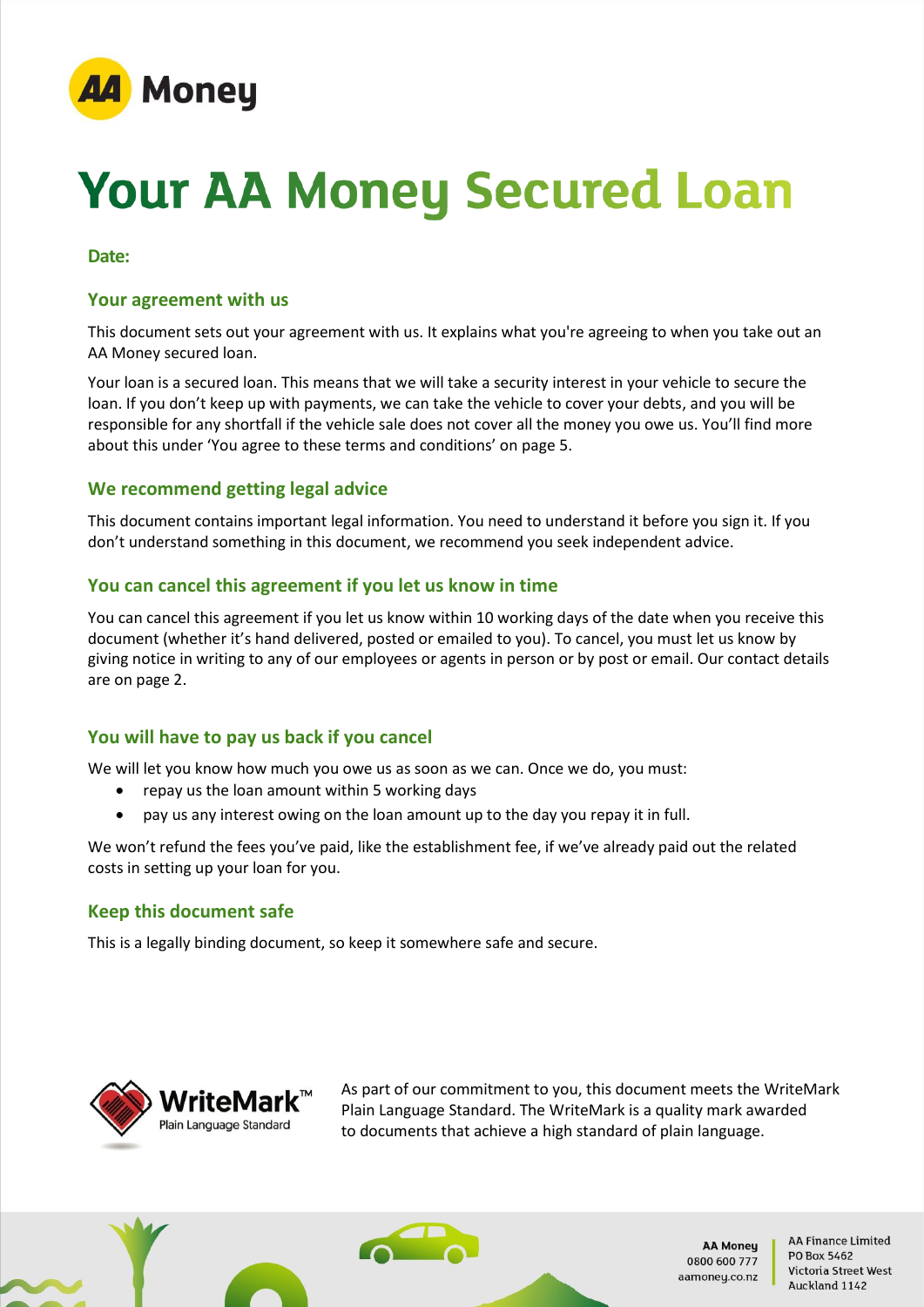AA Money

# Your AA Money Secured Loan

**Date:**

## Your agreement with us

This document sets out your agreement with us. It explains what you're agreeing to when you take out an AA Money secured loan.

Your loan is a secured loan. This means that we will take a security interest in your vehicle to secure the loan. If you don't keep up with payments, we can take the vehicle to cover your debts, and you will be responsible for any shortfall if the vehicle sale does not cover all the money you owe us. You'll find more about this under 'You agree to these terms and conditions' on page 5.

## We recommend getting legal advice

This document contains important legal information. You need to understand it before you sign it. If you don't understand something in this document, we recommend you seek independent advice.

## You can cancel this agreement if you let us know in time

You can cancel this agreement if you let us know within 10 working days of the date when you receive this document (whether it's hand delivered, posted or emailed to you). To cancel, you must let us know by giving notice in writing to any of our employees or agents in person or by post or email. Our contact details are on page 2.

## You will have to pay us back if you cancel

We will let you know how much you owe us as soon as we can. Once we do, you must:

- repay us the loan amount within 5 working days
- pay us any interest owing on the loan amount up to the day you repay it in full.

We won't refund the fees you've paid, like the establishment fee, if we've already paid out the related costs in setting up your loan for you.

## Keep this document safe

This is a legally binding document, so keep it somewhere safe and secure.

WriteMark™ Plain Language Standard

As part of our commitment to you, this document meets the WriteMark Plain Language Standard. The WriteMark is a quality mark awarded to documents that achieve a high standard of plain language.

**AA Money**
0800 600 777
aamoney.co.nz

AA Finance Limited
PO Box 5462
Victoria Street West
Auckland 1142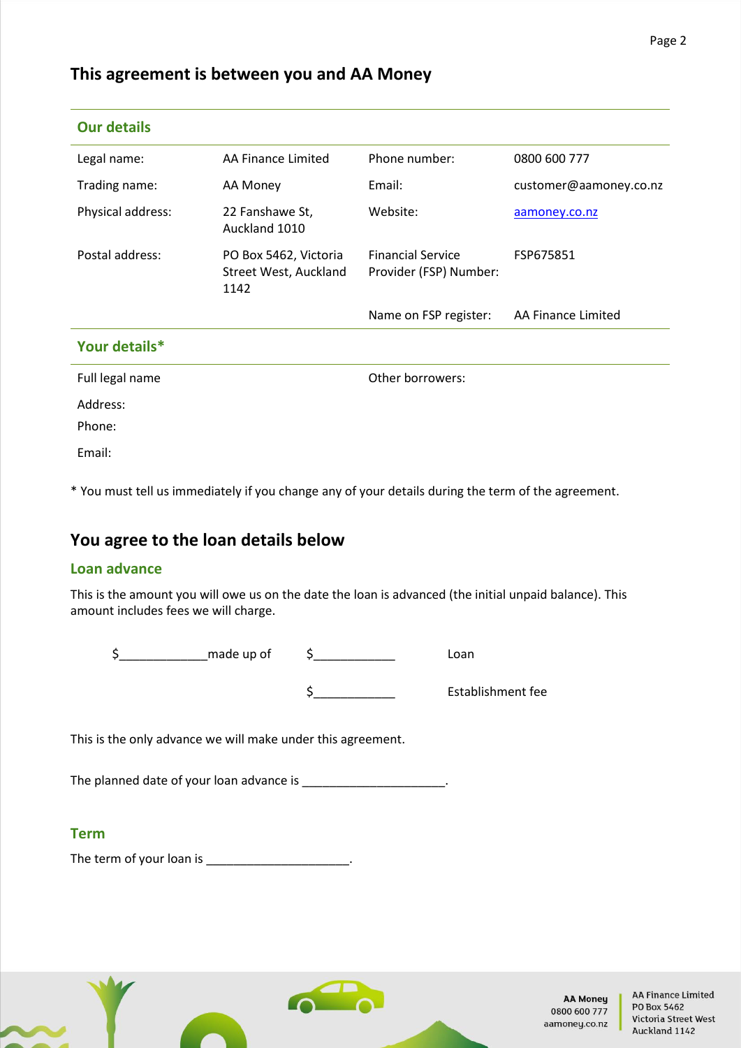# This agreement is between you and AA Money

| Our details | | | |
|---|---|---|---|
| Legal name: | AA Finance Limited | Phone number: | 0800 600 777 |
| Trading name: | AA Money | Email: | customer@aamoney.co.nz |
| Physical address: | 22 Fanshawe St, Auckland 1010 | Website: | aamoney.co.nz |
| Postal address: | PO Box 5462, Victoria Street West, Auckland 1142 | Financial Service Provider (FSP) Number: | FSP675851 |
| | | Name on FSP register: | AA Finance Limited |

| Your details* | |
|---|---|
| Full legal name | Other borrowers: |
| Address: | |
| Phone: | |
| Email: | |

* You must tell us immediately if you change any of your details during the term of the agreement.

## You agree to the loan details below

### Loan advance

This is the amount you will owe us on the date the loan is advanced (the initial unpaid balance). This amount includes fees we will charge.

| | | | |
|---|---|---|---|
| $____________ | made up of | $___________ | Loan |
| | | $___________ | Establishment fee |

This is the only advance we will make under this agreement.

The planned date of your loan advance is ____________________.

### Term

The term of your loan is ____________________.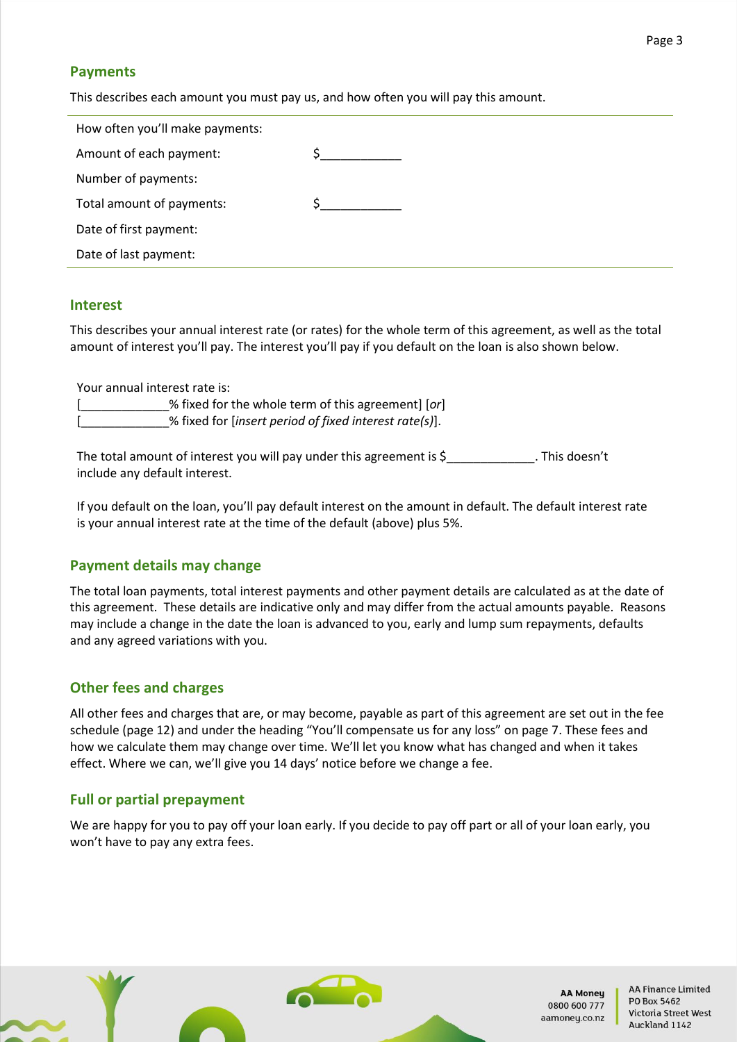## Payments

This describes each amount you must pay us, and how often you will pay this amount.

| | |
|---|---|
| How often you'll make payments: | |
| Amount of each payment: | $____________ |
| Number of payments: | |
| Total amount of payments: | $____________ |
| Date of first payment: | |
| Date of last payment: | |

## Interest

This describes your annual interest rate (or rates) for the whole term of this agreement, as well as the total amount of interest you'll pay. The interest you'll pay if you default on the loan is also shown below.

Your annual interest rate is:
[_____________% fixed for the whole term of this agreement] [*or*]
[_____________% fixed for [*insert period of fixed interest rate(s)*]].

The total amount of interest you will pay under this agreement is $_____________. This doesn't include any default interest.

If you default on the loan, you'll pay default interest on the amount in default. The default interest rate is your annual interest rate at the time of the default (above) plus 5%.

## Payment details may change

The total loan payments, total interest payments and other payment details are calculated as at the date of this agreement. These details are indicative only and may differ from the actual amounts payable. Reasons may include a change in the date the loan is advanced to you, early and lump sum repayments, defaults and any agreed variations with you.

## Other fees and charges

All other fees and charges that are, or may become, payable as part of this agreement are set out in the fee schedule (page 12) and under the heading "You'll compensate us for any loss" on page 7. These fees and how we calculate them may change over time. We'll let you know what has changed and when it takes effect. Where we can, we'll give you 14 days' notice before we change a fee.

## Full or partial prepayment

We are happy for you to pay off your loan early. If you decide to pay off part or all of your loan early, you won't have to pay any extra fees.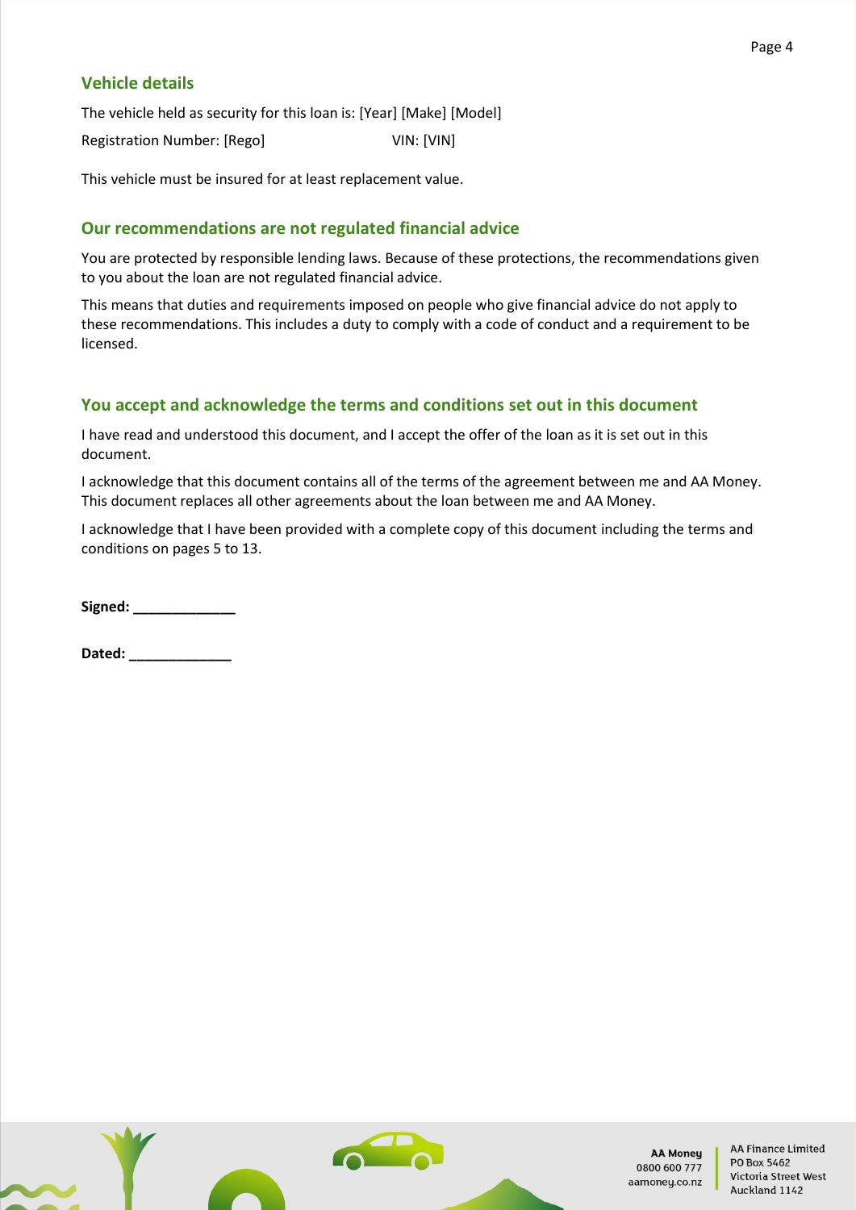## Vehicle details

The vehicle held as security for this loan is: [Year] [Make] [Model]

Registration Number: [Rego] VIN: [VIN]

This vehicle must be insured for at least replacement value.

## Our recommendations are not regulated financial advice

You are protected by responsible lending laws. Because of these protections, the recommendations given to you about the loan are not regulated financial advice.

This means that duties and requirements imposed on people who give financial advice do not apply to these recommendations. This includes a duty to comply with a code of conduct and a requirement to be licensed.

## You accept and acknowledge the terms and conditions set out in this document

I have read and understood this document, and I accept the offer of the loan as it is set out in this document.

I acknowledge that this document contains all of the terms of the agreement between me and AA Money. This document replaces all other agreements about the loan between me and AA Money.

I acknowledge that I have been provided with a complete copy of this document including the terms and conditions on pages 5 to 13.

**Signed:** _____________

**Dated:** _____________

**AA Money**
0800 600 777
aamoney.co.nz

AA Finance Limited
PO Box 5462
Victoria Street West
Auckland 1142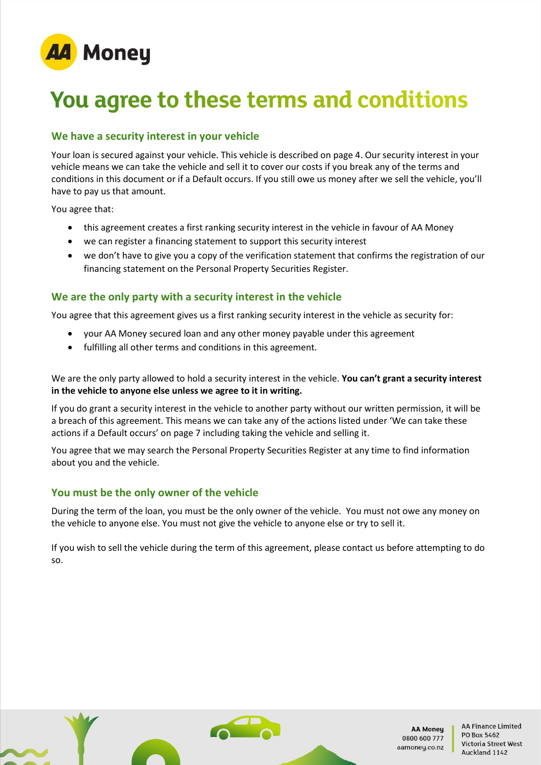# You agree to these terms and conditions

## We have a security interest in your vehicle

Your loan is secured against your vehicle. This vehicle is described on page 4. Our security interest in your vehicle means we can take the vehicle and sell it to cover our costs if you break any of the terms and conditions in this document or if a Default occurs. If you still owe us money after we sell the vehicle, you'll have to pay us that amount.

You agree that:

- this agreement creates a first ranking security interest in the vehicle in favour of AA Money
- we can register a financing statement to support this security interest
- we don't have to give you a copy of the verification statement that confirms the registration of our financing statement on the Personal Property Securities Register.

## We are the only party with a security interest in the vehicle

You agree that this agreement gives us a first ranking security interest in the vehicle as security for:

- your AA Money secured loan and any other money payable under this agreement
- fulfilling all other terms and conditions in this agreement.

We are the only party allowed to hold a security interest in the vehicle. **You can't grant a security interest in the vehicle to anyone else unless we agree to it in writing.**

If you do grant a security interest in the vehicle to another party without our written permission, it will be a breach of this agreement. This means we can take any of the actions listed under 'We can take these actions if a Default occurs' on page 7 including taking the vehicle and selling it.

You agree that we may search the Personal Property Securities Register at any time to find information about you and the vehicle.

## You must be the only owner of the vehicle

During the term of the loan, you must be the only owner of the vehicle. You must not owe any money on the vehicle to anyone else. You must not give the vehicle to anyone else or try to sell it.

If you wish to sell the vehicle during the term of this agreement, please contact us before attempting to do so.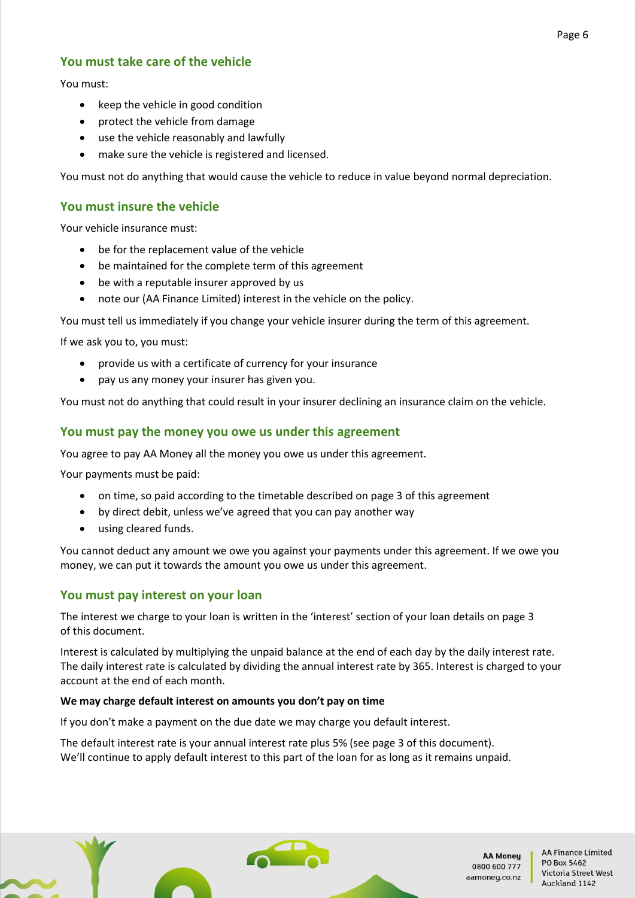## You must take care of the vehicle

You must:

- keep the vehicle in good condition
- protect the vehicle from damage
- use the vehicle reasonably and lawfully
- make sure the vehicle is registered and licensed.

You must not do anything that would cause the vehicle to reduce in value beyond normal depreciation.

## You must insure the vehicle

Your vehicle insurance must:

- be for the replacement value of the vehicle
- be maintained for the complete term of this agreement
- be with a reputable insurer approved by us
- note our (AA Finance Limited) interest in the vehicle on the policy.

You must tell us immediately if you change your vehicle insurer during the term of this agreement.

If we ask you to, you must:

- provide us with a certificate of currency for your insurance
- pay us any money your insurer has given you.

You must not do anything that could result in your insurer declining an insurance claim on the vehicle.

## You must pay the money you owe us under this agreement

You agree to pay AA Money all the money you owe us under this agreement.

Your payments must be paid:

- on time, so paid according to the timetable described on page 3 of this agreement
- by direct debit, unless we've agreed that you can pay another way
- using cleared funds.

You cannot deduct any amount we owe you against your payments under this agreement. If we owe you money, we can put it towards the amount you owe us under this agreement.

## You must pay interest on your loan

The interest we charge to your loan is written in the 'interest' section of your loan details on page 3 of this document.

Interest is calculated by multiplying the unpaid balance at the end of each day by the daily interest rate. The daily interest rate is calculated by dividing the annual interest rate by 365. Interest is charged to your account at the end of each month.

**We may charge default interest on amounts you don't pay on time**

If you don't make a payment on the due date we may charge you default interest.

The default interest rate is your annual interest rate plus 5% (see page 3 of this document). We'll continue to apply default interest to this part of the loan for as long as it remains unpaid.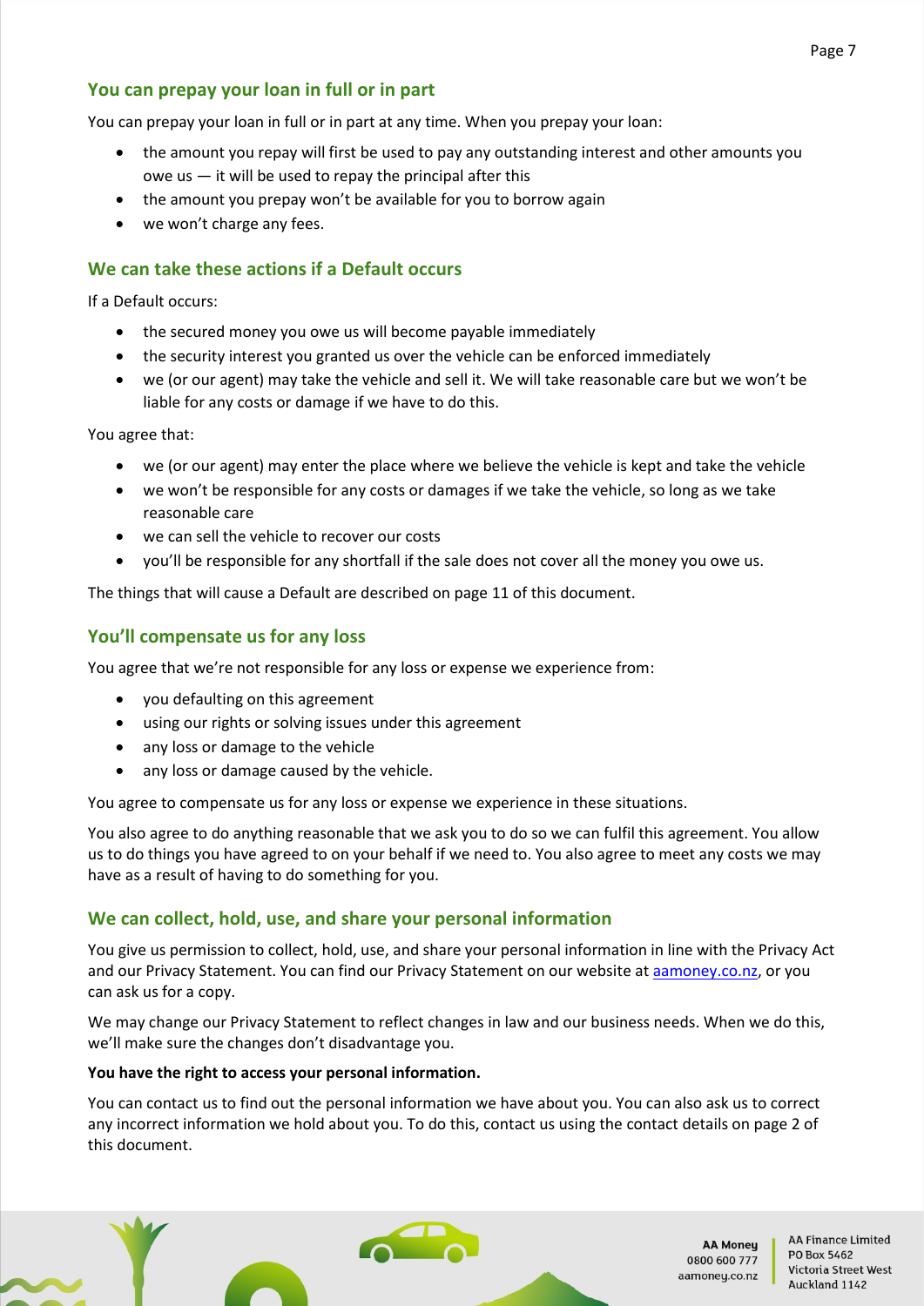## You can prepay your loan in full or in part

You can prepay your loan in full or in part at any time. When you prepay your loan:

- the amount you repay will first be used to pay any outstanding interest and other amounts you owe us — it will be used to repay the principal after this
- the amount you prepay won't be available for you to borrow again
- we won't charge any fees.

## We can take these actions if a Default occurs

If a Default occurs:

- the secured money you owe us will become payable immediately
- the security interest you granted us over the vehicle can be enforced immediately
- we (or our agent) may take the vehicle and sell it. We will take reasonable care but we won't be liable for any costs or damage if we have to do this.

You agree that:

- we (or our agent) may enter the place where we believe the vehicle is kept and take the vehicle
- we won't be responsible for any costs or damages if we take the vehicle, so long as we take reasonable care
- we can sell the vehicle to recover our costs
- you'll be responsible for any shortfall if the sale does not cover all the money you owe us.

The things that will cause a Default are described on page 11 of this document.

## You'll compensate us for any loss

You agree that we're not responsible for any loss or expense we experience from:

- you defaulting on this agreement
- using our rights or solving issues under this agreement
- any loss or damage to the vehicle
- any loss or damage caused by the vehicle.

You agree to compensate us for any loss or expense we experience in these situations.

You also agree to do anything reasonable that we ask you to do so we can fulfil this agreement. You allow us to do things you have agreed to on your behalf if we need to. You also agree to meet any costs we may have as a result of having to do something for you.

## We can collect, hold, use, and share your personal information

You give us permission to collect, hold, use, and share your personal information in line with the Privacy Act and our Privacy Statement. You can find our Privacy Statement on our website at aamoney.co.nz, or you can ask us for a copy.

We may change our Privacy Statement to reflect changes in law and our business needs. When we do this, we'll make sure the changes don't disadvantage you.

**You have the right to access your personal information.**

You can contact us to find out the personal information we have about you. You can also ask us to correct any incorrect information we hold about you. To do this, contact us using the contact details on page 2 of this document.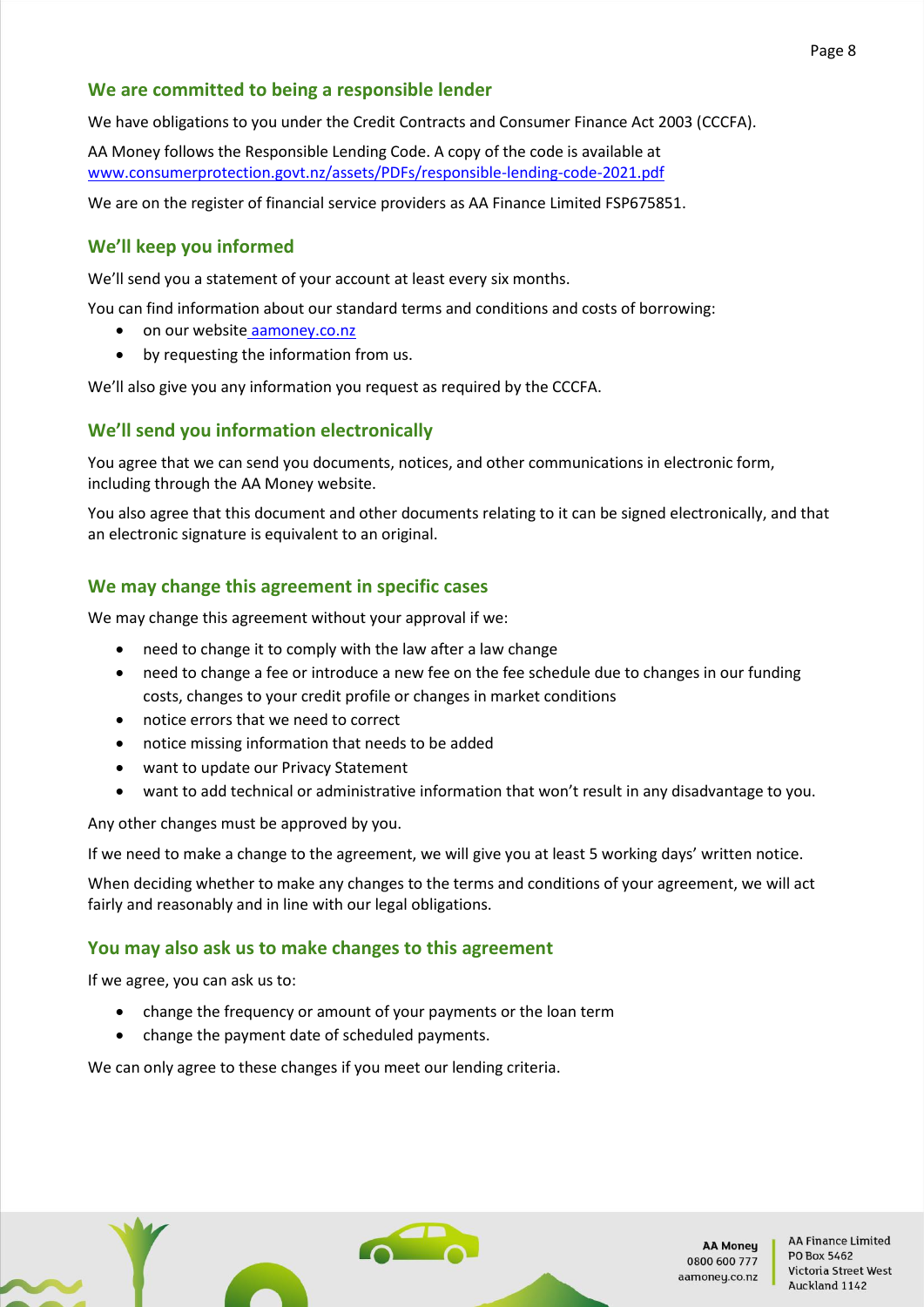## We are committed to being a responsible lender

We have obligations to you under the Credit Contracts and Consumer Finance Act 2003 (CCCFA).

AA Money follows the Responsible Lending Code. A copy of the code is available at www.consumerprotection.govt.nz/assets/PDFs/responsible-lending-code-2021.pdf

We are on the register of financial service providers as AA Finance Limited FSP675851.

## We'll keep you informed

We'll send you a statement of your account at least every six months.

You can find information about our standard terms and conditions and costs of borrowing:

- on our website aamoney.co.nz
- by requesting the information from us.

We'll also give you any information you request as required by the CCCFA.

## We'll send you information electronically

You agree that we can send you documents, notices, and other communications in electronic form, including through the AA Money website.

You also agree that this document and other documents relating to it can be signed electronically, and that an electronic signature is equivalent to an original.

## We may change this agreement in specific cases

We may change this agreement without your approval if we:

- need to change it to comply with the law after a law change
- need to change a fee or introduce a new fee on the fee schedule due to changes in our funding costs, changes to your credit profile or changes in market conditions
- notice errors that we need to correct
- notice missing information that needs to be added
- want to update our Privacy Statement
- want to add technical or administrative information that won't result in any disadvantage to you.

Any other changes must be approved by you.

If we need to make a change to the agreement, we will give you at least 5 working days' written notice.

When deciding whether to make any changes to the terms and conditions of your agreement, we will act fairly and reasonably and in line with our legal obligations.

## You may also ask us to make changes to this agreement

If we agree, you can ask us to:

- change the frequency or amount of your payments or the loan term
- change the payment date of scheduled payments.

We can only agree to these changes if you meet our lending criteria.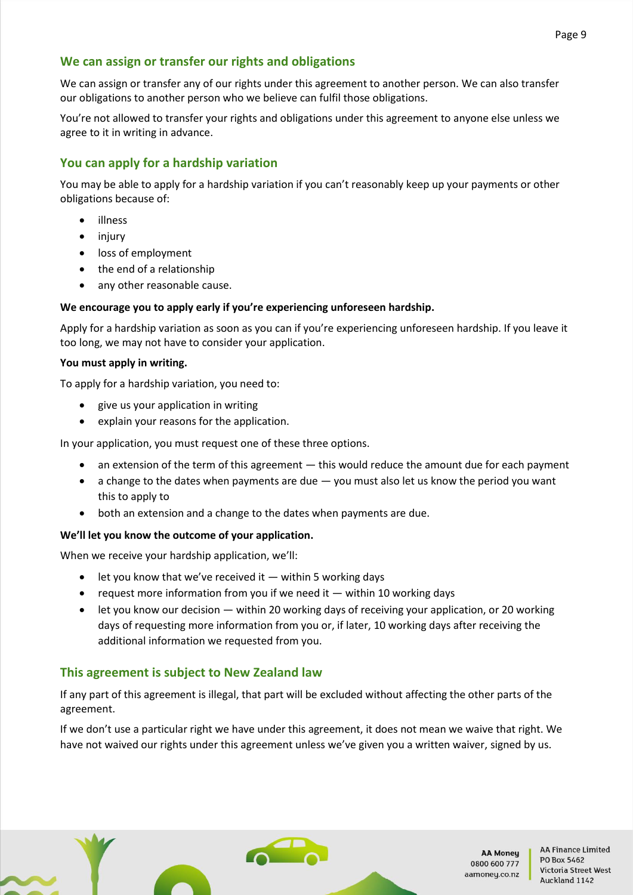## We can assign or transfer our rights and obligations

We can assign or transfer any of our rights under this agreement to another person. We can also transfer our obligations to another person who we believe can fulfil those obligations.

You're not allowed to transfer your rights and obligations under this agreement to anyone else unless we agree to it in writing in advance.

## You can apply for a hardship variation

You may be able to apply for a hardship variation if you can't reasonably keep up your payments or other obligations because of:

- illness
- injury
- loss of employment
- the end of a relationship
- any other reasonable cause.

**We encourage you to apply early if you're experiencing unforeseen hardship.**

Apply for a hardship variation as soon as you can if you're experiencing unforeseen hardship. If you leave it too long, we may not have to consider your application.

**You must apply in writing.**

To apply for a hardship variation, you need to:

- give us your application in writing
- explain your reasons for the application.

In your application, you must request one of these three options.

- an extension of the term of this agreement — this would reduce the amount due for each payment
- a change to the dates when payments are due — you must also let us know the period you want this to apply to
- both an extension and a change to the dates when payments are due.

**We'll let you know the outcome of your application.**

When we receive your hardship application, we'll:

- let you know that we've received it — within 5 working days
- request more information from you if we need it — within 10 working days
- let you know our decision — within 20 working days of receiving your application, or 20 working days of requesting more information from you or, if later, 10 working days after receiving the additional information we requested from you.

## This agreement is subject to New Zealand law

If any part of this agreement is illegal, that part will be excluded without affecting the other parts of the agreement.

If we don't use a particular right we have under this agreement, it does not mean we waive that right. We have not waived our rights under this agreement unless we've given you a written waiver, signed by us.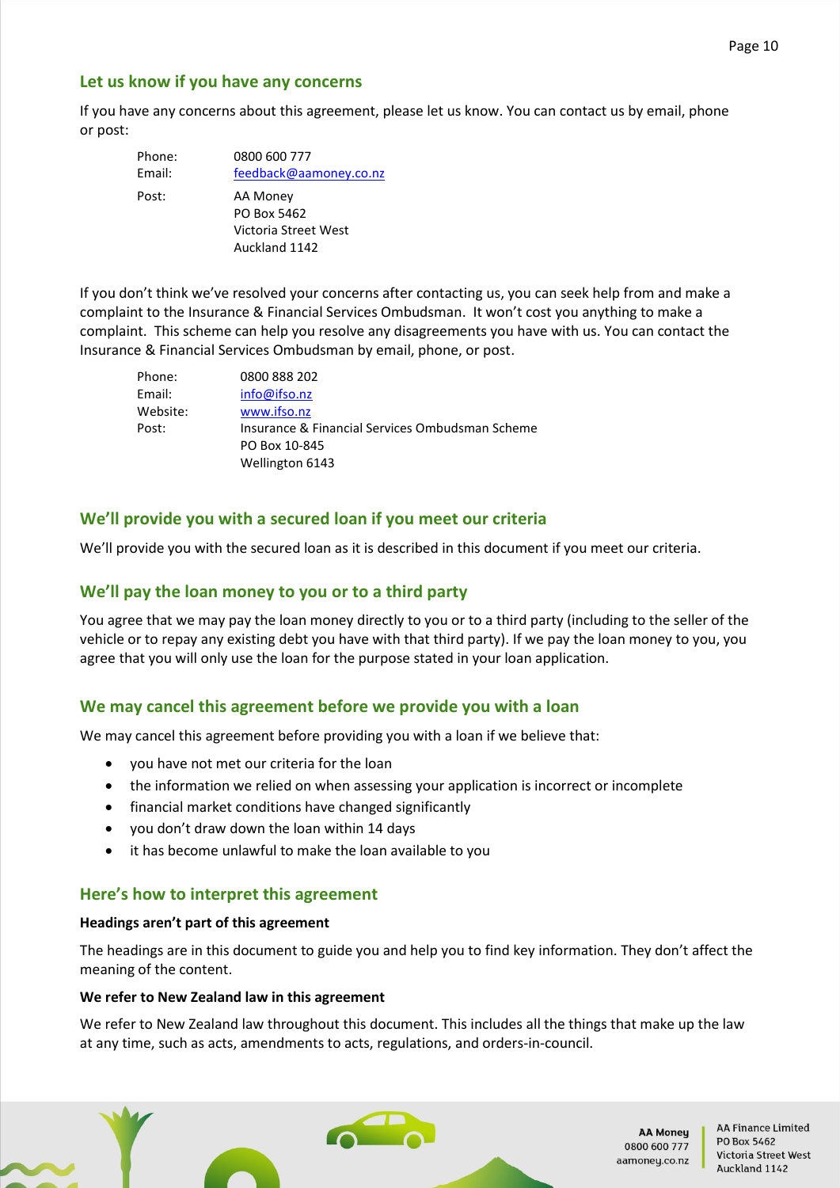## Let us know if you have any concerns

If you have any concerns about this agreement, please let us know. You can contact us by email, phone or post:

| | |
|---|---|
| Phone: | 0800 600 777 |
| Email: | feedback@aamoney.co.nz |
| Post: | AA Money<br>PO Box 5462<br>Victoria Street West<br>Auckland 1142 |

If you don't think we've resolved your concerns after contacting us, you can seek help from and make a complaint to the Insurance & Financial Services Ombudsman. It won't cost you anything to make a complaint. This scheme can help you resolve any disagreements you have with us. You can contact the Insurance & Financial Services Ombudsman by email, phone, or post.

| | |
|---|---|
| Phone: | 0800 888 202 |
| Email: | info@ifso.nz |
| Website: | www.ifso.nz |
| Post: | Insurance & Financial Services Ombudsman Scheme<br>PO Box 10-845<br>Wellington 6143 |

## We'll provide you with a secured loan if you meet our criteria

We'll provide you with the secured loan as it is described in this document if you meet our criteria.

## We'll pay the loan money to you or to a third party

You agree that we may pay the loan money directly to you or to a third party (including to the seller of the vehicle or to repay any existing debt you have with that third party). If we pay the loan money to you, you agree that you will only use the loan for the purpose stated in your loan application.

## We may cancel this agreement before we provide you with a loan

We may cancel this agreement before providing you with a loan if we believe that:

- you have not met our criteria for the loan
- the information we relied on when assessing your application is incorrect or incomplete
- financial market conditions have changed significantly
- you don't draw down the loan within 14 days
- it has become unlawful to make the loan available to you

## Here's how to interpret this agreement

**Headings aren't part of this agreement**

The headings are in this document to guide you and help you to find key information. They don't affect the meaning of the content.

**We refer to New Zealand law in this agreement**

We refer to New Zealand law throughout this document. This includes all the things that make up the law at any time, such as acts, amendments to acts, regulations, and orders-in-council.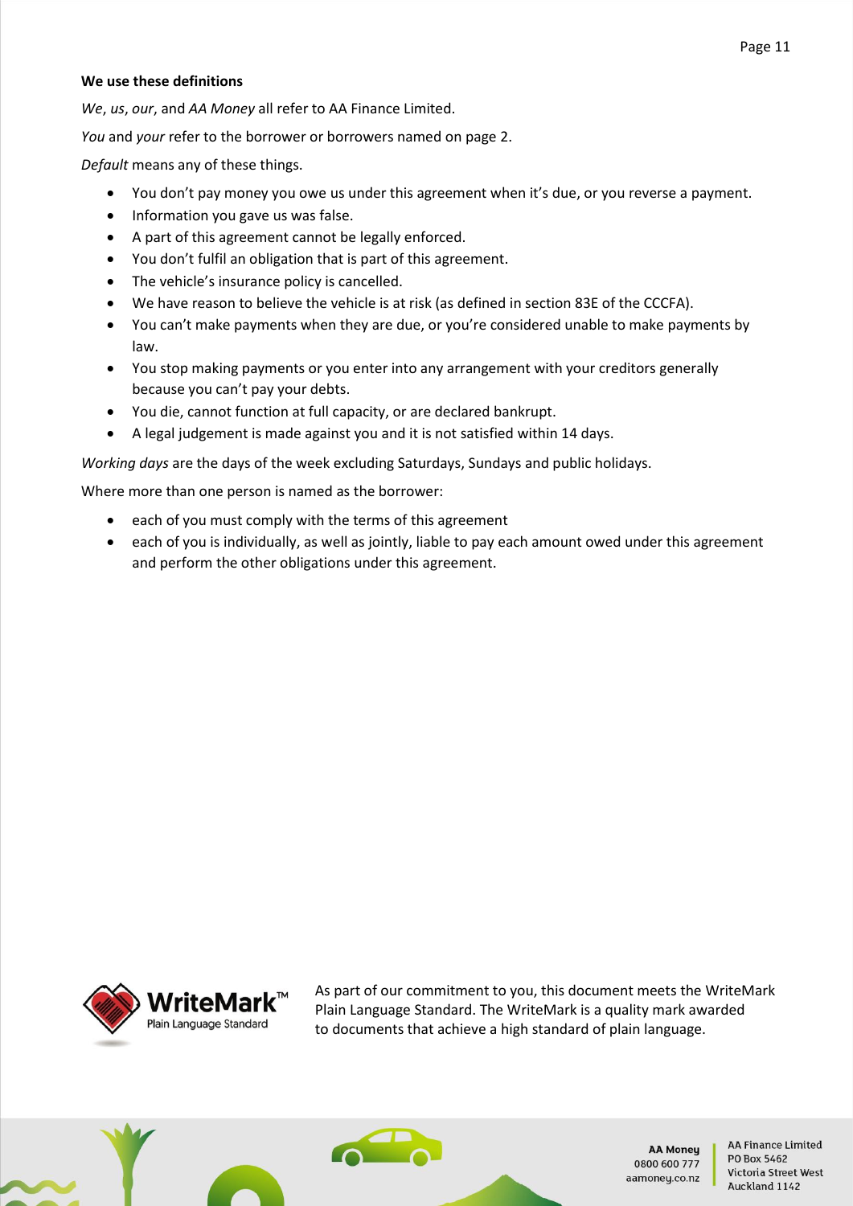**We use these definitions**

*We*, *us*, *our*, and *AA Money* all refer to AA Finance Limited.

*You* and *your* refer to the borrower or borrowers named on page 2.

*Default* means any of these things.

- You don't pay money you owe us under this agreement when it's due, or you reverse a payment.
- Information you gave us was false.
- A part of this agreement cannot be legally enforced.
- You don't fulfil an obligation that is part of this agreement.
- The vehicle's insurance policy is cancelled.
- We have reason to believe the vehicle is at risk (as defined in section 83E of the CCCFA).
- You can't make payments when they are due, or you're considered unable to make payments by law.
- You stop making payments or you enter into any arrangement with your creditors generally because you can't pay your debts.
- You die, cannot function at full capacity, or are declared bankrupt.
- A legal judgement is made against you and it is not satisfied within 14 days.

*Working days* are the days of the week excluding Saturdays, Sundays and public holidays.

Where more than one person is named as the borrower:

- each of you must comply with the terms of this agreement
- each of you is individually, as well as jointly, liable to pay each amount owed under this agreement and perform the other obligations under this agreement.

WriteMark™ Plain Language Standard

As part of our commitment to you, this document meets the WriteMark Plain Language Standard. The WriteMark is a quality mark awarded to documents that achieve a high standard of plain language.

**AA Money**
0800 600 777
aamoney.co.nz

AA Finance Limited
PO Box 5462
Victoria Street West
Auckland 1142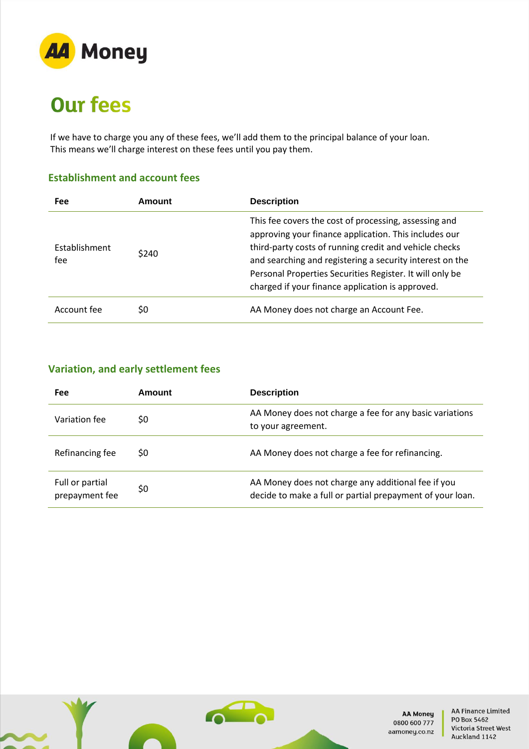# Our fees

If we have to charge you any of these fees, we'll add them to the principal balance of your loan.
This means we'll charge interest on these fees until you pay them.

## Establishment and account fees

| Fee | Amount | Description |
|---|---|---|
| Establishment fee | $240 | This fee covers the cost of processing, assessing and approving your finance application. This includes our third-party costs of running credit and vehicle checks and searching and registering a security interest on the Personal Properties Securities Register. It will only be charged if your finance application is approved. |
| Account fee | $0 | AA Money does not charge an Account Fee. |

## Variation, and early settlement fees

| Fee | Amount | Description |
|---|---|---|
| Variation fee | $0 | AA Money does not charge a fee for any basic variations to your agreement. |
| Refinancing fee | $0 | AA Money does not charge a fee for refinancing. |
| Full or partial prepayment fee | $0 | AA Money does not charge any additional fee if you decide to make a full or partial prepayment of your loan. |

**AA Money**
0800 600 777
aamoney.co.nz

AA Finance Limited
PO Box 5462
Victoria Street West
Auckland 1142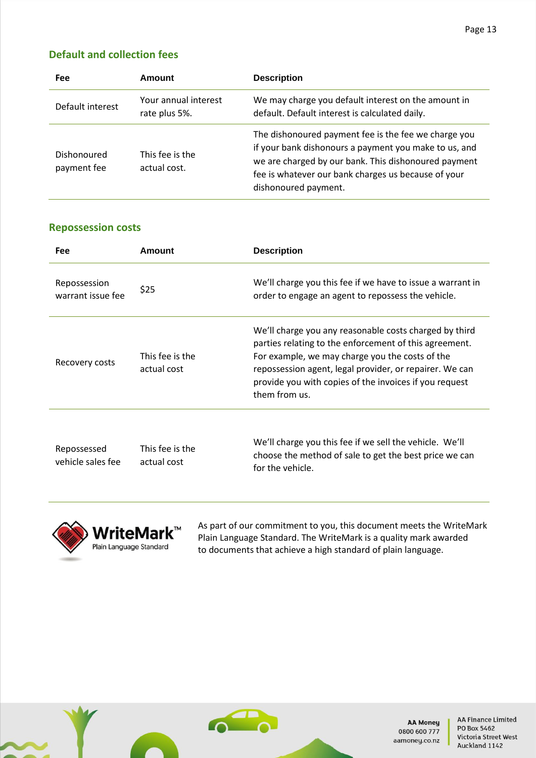## Default and collection fees

| Fee | Amount | Description |
|---|---|---|
| Default interest | Your annual interest rate plus 5%. | We may charge you default interest on the amount in default. Default interest is calculated daily. |
| Dishonoured payment fee | This fee is the actual cost. | The dishonoured payment fee is the fee we charge you if your bank dishonours a payment you make to us, and we are charged by our bank. This dishonoured payment fee is whatever our bank charges us because of your dishonoured payment. |

## Repossession costs

| Fee | Amount | Description |
|---|---|---|
| Repossession warrant issue fee | $25 | We'll charge you this fee if we have to issue a warrant in order to engage an agent to repossess the vehicle. |
| Recovery costs | This fee is the actual cost | We'll charge you any reasonable costs charged by third parties relating to the enforcement of this agreement. For example, we may charge you the costs of the repossession agent, legal provider, or repairer. We can provide you with copies of the invoices if you request them from us. |
| Repossessed vehicle sales fee | This fee is the actual cost | We'll charge you this fee if we sell the vehicle. We'll choose the method of sale to get the best price we can for the vehicle. |

WriteMark™ Plain Language Standard

As part of our commitment to you, this document meets the WriteMark Plain Language Standard. The WriteMark is a quality mark awarded to documents that achieve a high standard of plain language.

AA Money
0800 600 777
aamoney.co.nz

AA Finance Limited
PO Box 5462
Victoria Street West
Auckland 1142